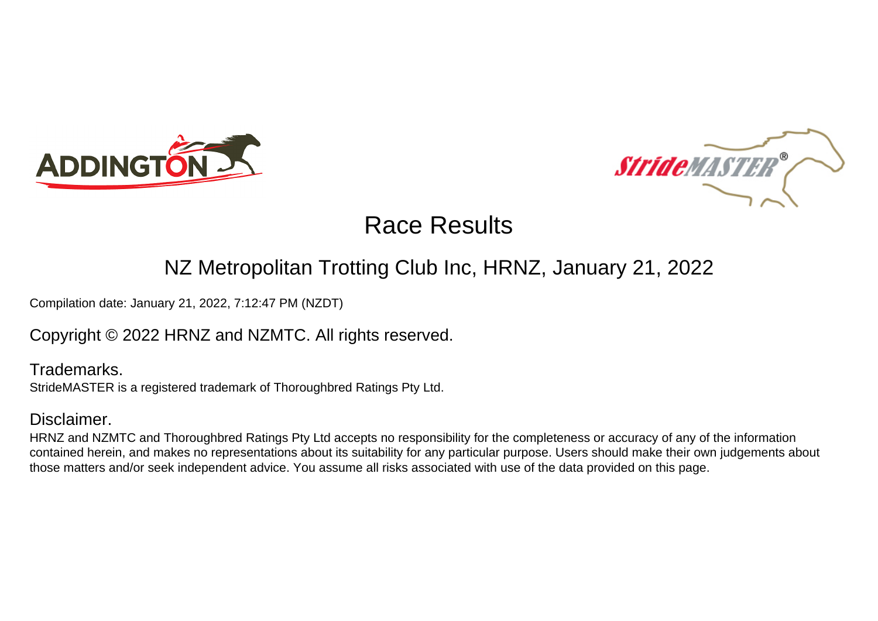# Race Results

## NZ Metropolitan Trotting Club Inc, HRNZ, January 21, 2022

Compilation date: January 21, 2022, 7:12:47 PM (NZDT)

Copyright © 2022 HRNZ and NZMTC. All rights reserved.

### Trademarks.

StrideMASTER is a registered trademark of Thoroughbred Ratings Pty Ltd.

### Disclaimer.

HRNZ and NZMTC and Thoroughbred Ratings Pty Ltd accepts no responsibility for the completeness or accuracy of any of the information contained herein, and makes no representations about its suitability for any particular purpose. Users should make their own judgements about those matters and/or seek independent advice. You assume all risks associated with use of the data provided on this page.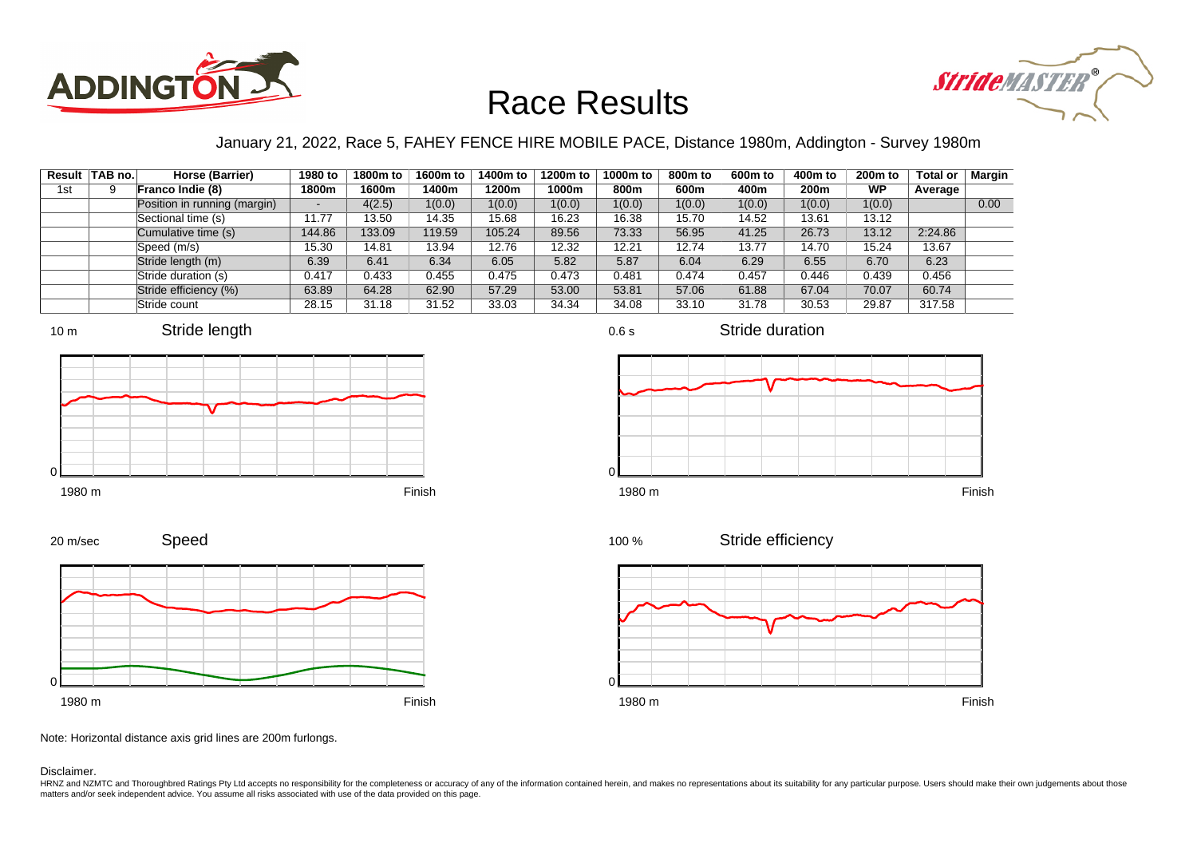# Race Results

January 21, 2022, Race 5, FAHEY FENCE HIRE MOBILE PACE, Distance 1980m, Addington - Survey 1980m

| Result | TAB no. | Horse (Barrier) | 1980 to 1800m | 1800m to 1600m | 1600m to 1400m | 1400m to 1200m | 1200m to 1000m | 1000m to 800m | 800m to 600m | 600m to 400m | 400m to 200m | 200m to WP | Total or Average | Margin |
|---|---|---|---|---|---|---|---|---|---|---|---|---|---|---|
| 1st | 9 | **Franco Indie (8)** | | | | | | | | | | | | |
| | | Position in running (margin) | - | 4(2.5) | 1(0.0) | 1(0.0) | 1(0.0) | 1(0.0) | 1(0.0) | 1(0.0) | 1(0.0) | 1(0.0) | | 0.00 |
| | | Sectional time (s) | 11.77 | 13.50 | 14.35 | 15.68 | 16.23 | 16.38 | 15.70 | 14.52 | 13.61 | 13.12 | | |
| | | Cumulative time (s) | 144.86 | 133.09 | 119.59 | 105.24 | 89.56 | 73.33 | 56.95 | 41.25 | 26.73 | 13.12 | 2:24.86 | |
| | | Speed (m/s) | 15.30 | 14.81 | 13.94 | 12.76 | 12.32 | 12.21 | 12.74 | 13.77 | 14.70 | 15.24 | 13.67 | |
| | | Stride length (m) | 6.39 | 6.41 | 6.34 | 6.05 | 5.82 | 5.87 | 6.04 | 6.29 | 6.55 | 6.70 | 6.23 | |
| | | Stride duration (s) | 0.417 | 0.433 | 0.455 | 0.475 | 0.473 | 0.481 | 0.474 | 0.457 | 0.446 | 0.439 | 0.456 | |
| | | Stride efficiency (%) | 63.89 | 64.28 | 62.90 | 57.29 | 53.00 | 53.81 | 57.06 | 61.88 | 67.04 | 70.07 | 60.74 | |
| | | Stride count | 28.15 | 31.18 | 31.52 | 33.03 | 34.34 | 34.08 | 33.10 | 31.78 | 30.53 | 29.87 | 317.58 | |

Stride length (10 m; 0; 1980 m – Finish)

Stride duration (0.6 s; 0; 1980 m – Finish)

Speed (20 m/sec; 0; 1980 m – Finish)

Stride efficiency (100 %; 0; 1980 m – Finish)

Note: Horizontal distance axis grid lines are 200m furlongs.

Disclaimer.

HRNZ and NZMTC and Thoroughbred Ratings Pty Ltd accepts no responsibility for the completeness or accuracy of any of the information contained herein, and makes no representations about its suitability for any particular purpose. Users should make their own judgements about those matters and/or seek independent advice. You assume all risks associated with use of the data provided on this page.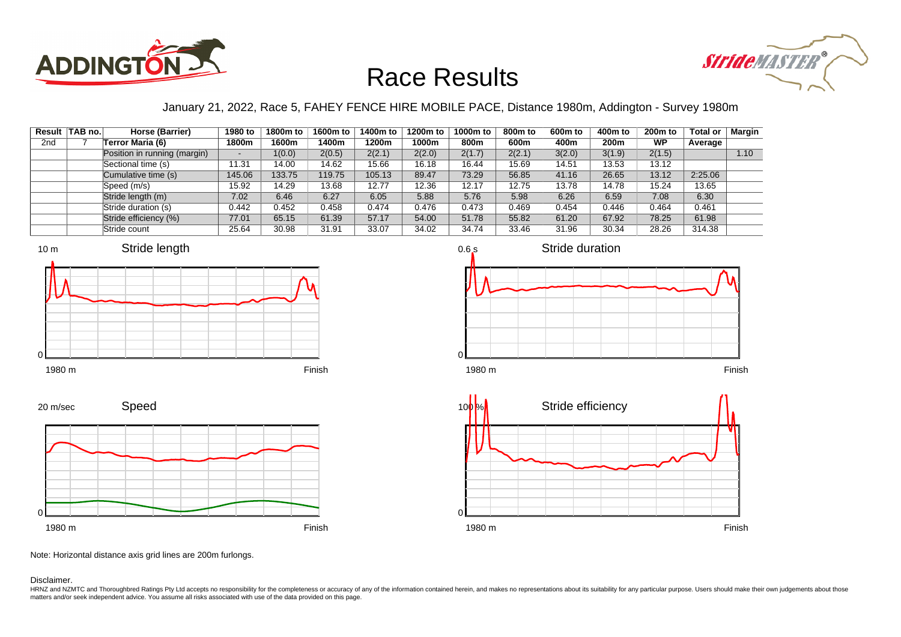# Race Results

January 21, 2022, Race 5, FAHEY FENCE HIRE MOBILE PACE, Distance 1980m, Addington - Survey 1980m

| Result | TAB no. | Horse (Barrier) | 1980 to 1800m | 1800m to 1600m | 1600m to 1400m | 1400m to 1200m | 1200m to 1000m | 1000m to 800m | 800m to 600m | 600m to 400m | 400m to 200m | 200m to WP | Total or Average | Margin |
|---|---|---|---|---|---|---|---|---|---|---|---|---|---|---|
| 2nd | 7 | Terror Maria (6) | | | | | | | | | | | | |
| | | Position in running (margin) | - | 1(0.0) | 2(0.5) | 2(2.1) | 2(2.0) | 2(1.7) | 2(2.1) | 3(2.0) | 3(1.9) | 2(1.5) | | 1.10 |
| | | Sectional time (s) | 11.31 | 14.00 | 14.62 | 15.66 | 16.18 | 16.44 | 15.69 | 14.51 | 13.53 | 13.12 | | |
| | | Cumulative time (s) | 145.06 | 133.75 | 119.75 | 105.13 | 89.47 | 73.29 | 56.85 | 41.16 | 26.65 | 13.12 | 2:25.06 | |
| | | Speed (m/s) | 15.92 | 14.29 | 13.68 | 12.77 | 12.36 | 12.17 | 12.75 | 13.78 | 14.78 | 15.24 | 13.65 | |
| | | Stride length (m) | 7.02 | 6.46 | 6.27 | 6.05 | 5.88 | 5.76 | 5.98 | 6.26 | 6.59 | 7.08 | 6.30 | |
| | | Stride duration (s) | 0.442 | 0.452 | 0.458 | 0.474 | 0.476 | 0.473 | 0.469 | 0.454 | 0.446 | 0.464 | 0.461 | |
| | | Stride efficiency (%) | 77.01 | 65.15 | 61.39 | 57.17 | 54.00 | 51.78 | 55.82 | 61.20 | 67.92 | 78.25 | 61.98 | |
| | | Stride count | 25.64 | 30.98 | 31.91 | 33.07 | 34.02 | 34.74 | 33.46 | 31.96 | 30.34 | 28.26 | 314.38 | |

Note: Horizontal distance axis grid lines are 200m furlongs.

Disclaimer.

HRNZ and NZMTC and Thoroughbred Ratings Pty Ltd accepts no responsibility for the completeness or accuracy of any of the information contained herein, and makes no representations about its suitability for any particular purpose. Users should make their own judgements about those matters and/or seek independent advice. You assume all risks associated with use of the data provided on this page.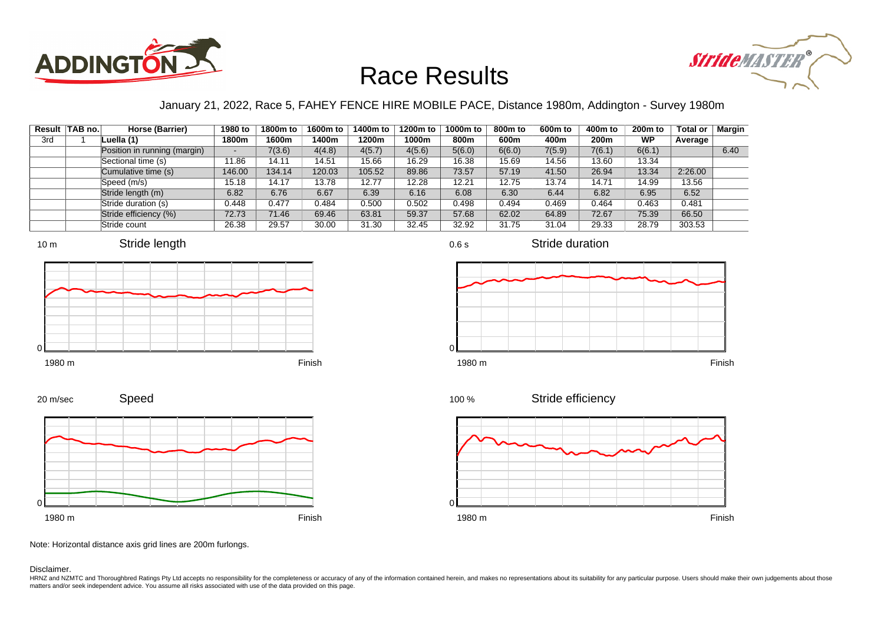# Race Results

January 21, 2022, Race 5, FAHEY FENCE HIRE MOBILE PACE, Distance 1980m, Addington - Survey 1980m

| Result | TAB no. | Horse (Barrier) | 1980 to 1800m | 1800m to 1600m | 1600m to 1400m | 1400m to 1200m | 1200m to 1000m | 1000m to 800m | 800m to 600m | 600m to 400m | 400m to 200m | 200m to WP | Total or Average | Margin |
|---|---|---|---|---|---|---|---|---|---|---|---|---|---|---|
| 3rd | 1 | Luella (1) | | | | | | | | | | | | |
| | | Position in running (margin) | - | 7(3.6) | 4(4.8) | 4(5.7) | 4(5.6) | 5(6.0) | 6(6.0) | 7(5.9) | 7(6.1) | 6(6.1) | | 6.40 |
| | | Sectional time (s) | 11.86 | 14.11 | 14.51 | 15.66 | 16.29 | 16.38 | 15.69 | 14.56 | 13.60 | 13.34 | | |
| | | Cumulative time (s) | 146.00 | 134.14 | 120.03 | 105.52 | 89.86 | 73.57 | 57.19 | 41.50 | 26.94 | 13.34 | 2:26.00 | |
| | | Speed (m/s) | 15.18 | 14.17 | 13.78 | 12.77 | 12.28 | 12.21 | 12.75 | 13.74 | 14.71 | 14.99 | 13.56 | |
| | | Stride length (m) | 6.82 | 6.76 | 6.67 | 6.39 | 6.16 | 6.08 | 6.30 | 6.44 | 6.82 | 6.95 | 6.52 | |
| | | Stride duration (s) | 0.448 | 0.477 | 0.484 | 0.500 | 0.502 | 0.498 | 0.494 | 0.469 | 0.464 | 0.463 | 0.481 | |
| | | Stride efficiency (%) | 72.73 | 71.46 | 69.46 | 63.81 | 59.37 | 57.68 | 62.02 | 64.89 | 72.67 | 75.39 | 66.50 | |
| | | Stride count | 26.38 | 29.57 | 30.00 | 31.30 | 32.45 | 32.92 | 31.75 | 31.04 | 29.33 | 28.79 | 303.53 | |

Note: Horizontal distance axis grid lines are 200m furlongs.

Disclaimer.

HRNZ and NZMTC and Thoroughbred Ratings Pty Ltd accepts no responsibility for the completeness or accuracy of any of the information contained herein, and makes no representations about its suitability for any particular purpose. Users should make their own judgements about those matters and/or seek independent advice. You assume all risks associated with use of the data provided on this page.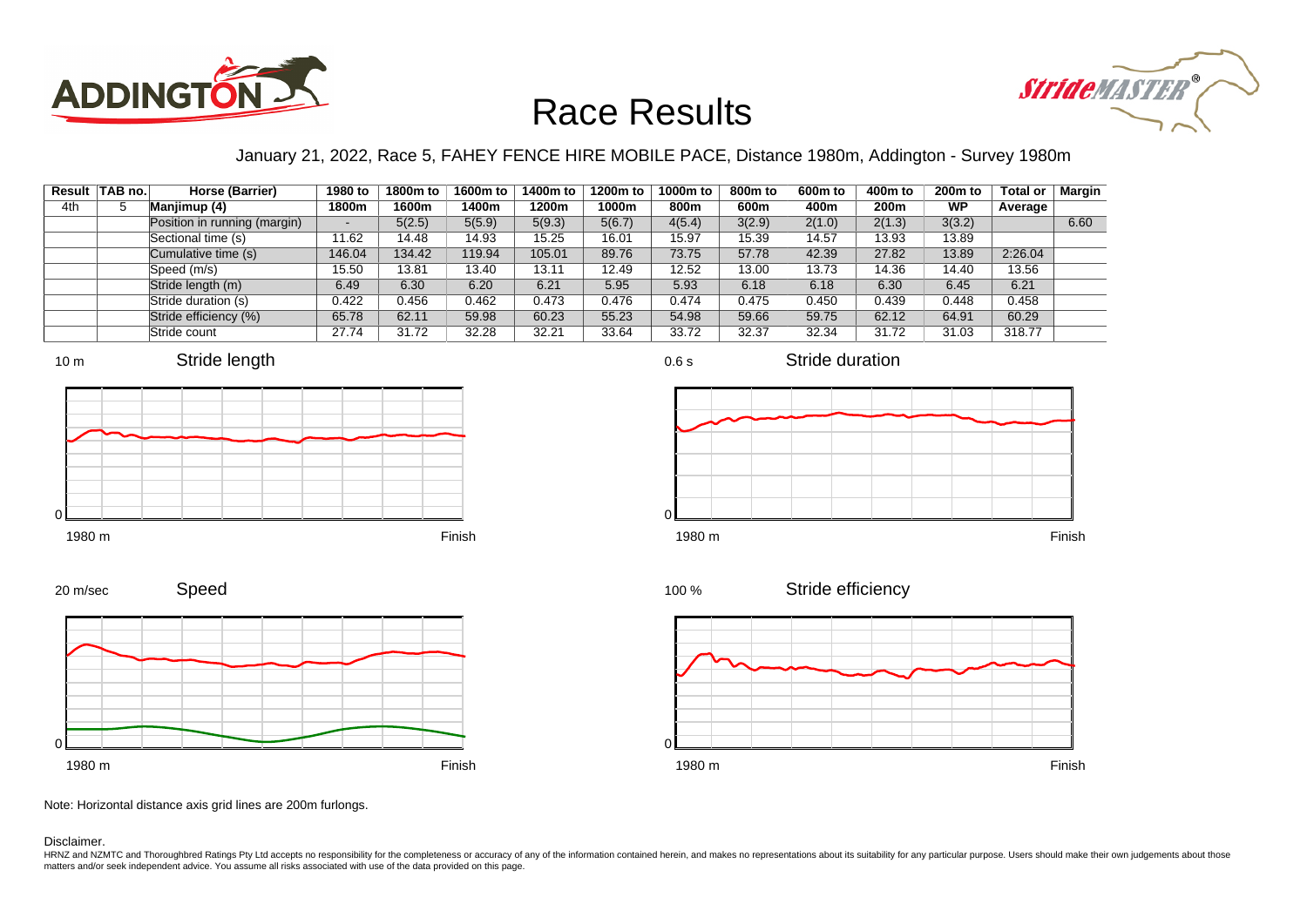# Race Results

January 21, 2022, Race 5, FAHEY FENCE HIRE MOBILE PACE, Distance 1980m, Addington - Survey 1980m

| Result | TAB no. | Horse (Barrier) | 1980 to 1800m | 1800m to 1600m | 1600m to 1400m | 1400m to 1200m | 1200m to 1000m | 1000m to 800m | 800m to 600m | 600m to 400m | 400m to 200m | 200m to WP | Total or Average | Margin |
|---|---|---|---|---|---|---|---|---|---|---|---|---|---|---|
| 4th | 5 | Manjimup (4) | | | | | | | | | | | | |
| | | Position in running (margin) | - | 5(2.5) | 5(5.9) | 5(9.3) | 5(6.7) | 4(5.4) | 3(2.9) | 2(1.0) | 2(1.3) | 3(3.2) | | 6.60 |
| | | Sectional time (s) | 11.62 | 14.48 | 14.93 | 15.25 | 16.01 | 15.97 | 15.39 | 14.57 | 13.93 | 13.89 | | |
| | | Cumulative time (s) | 146.04 | 134.42 | 119.94 | 105.01 | 89.76 | 73.75 | 57.78 | 42.39 | 27.82 | 13.89 | 2:26.04 | |
| | | Speed (m/s) | 15.50 | 13.81 | 13.40 | 13.11 | 12.49 | 12.52 | 13.00 | 13.73 | 14.36 | 14.40 | 13.56 | |
| | | Stride length (m) | 6.49 | 6.30 | 6.20 | 6.21 | 5.95 | 5.93 | 6.18 | 6.18 | 6.30 | 6.45 | 6.21 | |
| | | Stride duration (s) | 0.422 | 0.456 | 0.462 | 0.473 | 0.476 | 0.474 | 0.475 | 0.450 | 0.439 | 0.448 | 0.458 | |
| | | Stride efficiency (%) | 65.78 | 62.11 | 59.98 | 60.23 | 55.23 | 54.98 | 59.66 | 59.75 | 62.12 | 64.91 | 60.29 | |
| | | Stride count | 27.74 | 31.72 | 32.28 | 32.21 | 33.64 | 33.72 | 32.37 | 32.34 | 31.72 | 31.03 | 318.77 | |

Note: Horizontal distance axis grid lines are 200m furlongs.

Disclaimer.

HRNZ and NZMTC and Thoroughbred Ratings Pty Ltd accepts no responsibility for the completeness or accuracy of any of the information contained herein, and makes no representations about its suitability for any particular purpose. Users should make their own judgements about those matters and/or seek independent advice. You assume all risks associated with use of the data provided on this page.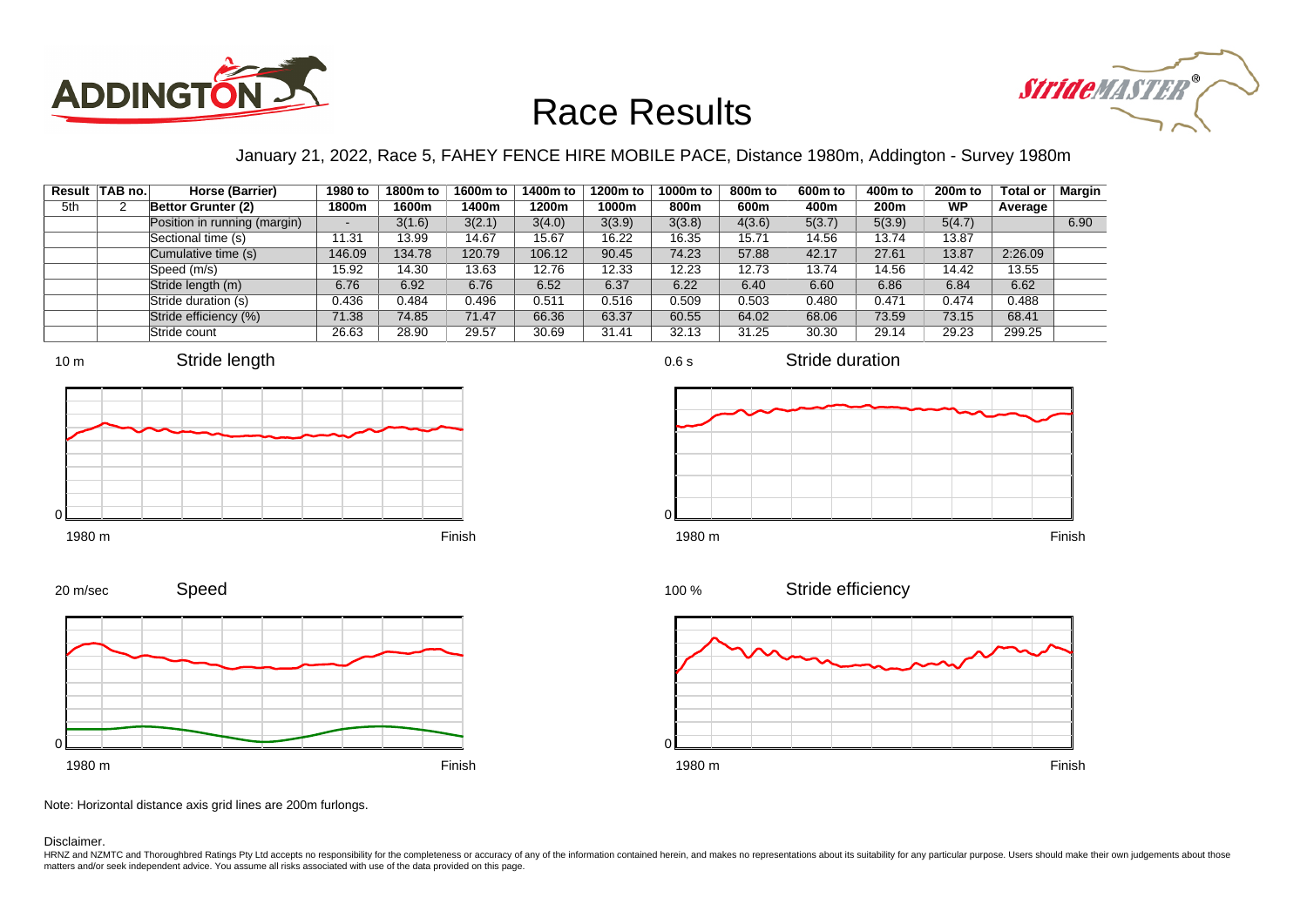# Race Results

January 21, 2022, Race 5, FAHEY FENCE HIRE MOBILE PACE, Distance 1980m, Addington - Survey 1980m

| Result | TAB no. | Horse (Barrier) | 1980 to 1800m | 1800m to 1600m | 1600m to 1400m | 1400m to 1200m | 1200m to 1000m | 1000m to 800m | 800m to 600m | 600m to 400m | 400m to 200m | 200m to WP | Total or Average | Margin |
|---|---|---|---|---|---|---|---|---|---|---|---|---|---|---|
| 5th | 2 | **Bettor Grunter (2)** | | | | | | | | | | | | |
| | | Position in running (margin) | - | 3(1.6) | 3(2.1) | 3(4.0) | 3(3.9) | 3(3.8) | 4(3.6) | 5(3.7) | 5(3.9) | 5(4.7) | | 6.90 |
| | | Sectional time (s) | 11.31 | 13.99 | 14.67 | 15.67 | 16.22 | 16.35 | 15.71 | 14.56 | 13.74 | 13.87 | | |
| | | Cumulative time (s) | 146.09 | 134.78 | 120.79 | 106.12 | 90.45 | 74.23 | 57.88 | 42.17 | 27.61 | 13.87 | 2:26.09 | |
| | | Speed (m/s) | 15.92 | 14.30 | 13.63 | 12.76 | 12.33 | 12.23 | 12.73 | 13.74 | 14.56 | 14.42 | 13.55 | |
| | | Stride length (m) | 6.76 | 6.92 | 6.76 | 6.52 | 6.37 | 6.22 | 6.40 | 6.60 | 6.86 | 6.84 | 6.62 | |
| | | Stride duration (s) | 0.436 | 0.484 | 0.496 | 0.511 | 0.516 | 0.509 | 0.503 | 0.480 | 0.471 | 0.474 | 0.488 | |
| | | Stride efficiency (%) | 71.38 | 74.85 | 71.47 | 66.36 | 63.37 | 60.55 | 64.02 | 68.06 | 73.59 | 73.15 | 68.41 | |
| | | Stride count | 26.63 | 28.90 | 29.57 | 30.69 | 31.41 | 32.13 | 31.25 | 30.30 | 29.14 | 29.23 | 299.25 | |

Note: Horizontal distance axis grid lines are 200m furlongs.

Disclaimer.

HRNZ and NZMTC and Thoroughbred Ratings Pty Ltd accepts no responsibility for the completeness or accuracy of any of the information contained herein, and makes no representations about its suitability for any particular purpose. Users should make their own judgements about those matters and/or seek independent advice. You assume all risks associated with use of the data provided on this page.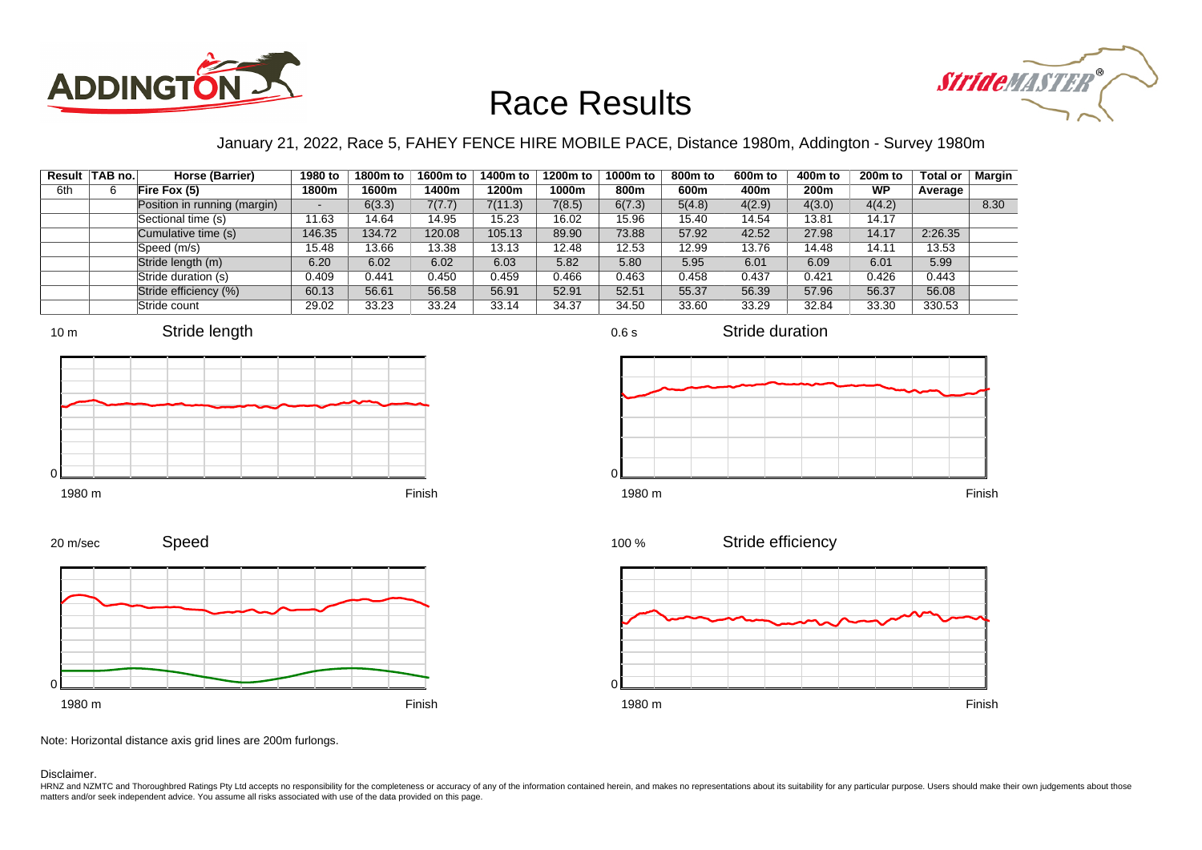# Race Results

January 21, 2022, Race 5, FAHEY FENCE HIRE MOBILE PACE, Distance 1980m, Addington - Survey 1980m

| Result | TAB no. | Horse (Barrier) | 1980 to 1800m | 1800m to 1600m | 1600m to 1400m | 1400m to 1200m | 1200m to 1000m | 1000m to 800m | 800m to 600m | 600m to 400m | 400m to 200m | 200m to WP | Total or Average | Margin |
|---|---|---|---|---|---|---|---|---|---|---|---|---|---|---|
| 6th | 6 | **Fire Fox (5)** | | | | | | | | | | | | |
| | | Position in running (margin) | - | 6(3.3) | 7(7.7) | 7(11.3) | 7(8.5) | 6(7.3) | 5(4.8) | 4(2.9) | 4(3.0) | 4(4.2) | | 8.30 |
| | | Sectional time (s) | 11.63 | 14.64 | 14.95 | 15.23 | 16.02 | 15.96 | 15.40 | 14.54 | 13.81 | 14.17 | | |
| | | Cumulative time (s) | 146.35 | 134.72 | 120.08 | 105.13 | 89.90 | 73.88 | 57.92 | 42.52 | 27.98 | 14.17 | 2:26.35 | |
| | | Speed (m/s) | 15.48 | 13.66 | 13.38 | 13.13 | 12.48 | 12.53 | 12.99 | 13.76 | 14.48 | 14.11 | 13.53 | |
| | | Stride length (m) | 6.20 | 6.02 | 6.02 | 6.03 | 5.82 | 5.80 | 5.95 | 6.01 | 6.09 | 6.01 | 5.99 | |
| | | Stride duration (s) | 0.409 | 0.441 | 0.450 | 0.459 | 0.466 | 0.463 | 0.458 | 0.437 | 0.421 | 0.426 | 0.443 | |
| | | Stride efficiency (%) | 60.13 | 56.61 | 56.58 | 56.91 | 52.91 | 52.51 | 55.37 | 56.39 | 57.96 | 56.37 | 56.08 | |
| | | Stride count | 29.02 | 33.23 | 33.24 | 33.14 | 34.37 | 34.50 | 33.60 | 33.29 | 32.84 | 33.30 | 330.53 | |

Note: Horizontal distance axis grid lines are 200m furlongs.

Disclaimer.

HRNZ and NZMTC and Thoroughbred Ratings Pty Ltd accepts no responsibility for the completeness or accuracy of any of the information contained herein, and makes no representations about its suitability for any particular purpose. Users should make their own judgements about those matters and/or seek independent advice. You assume all risks associated with use of the data provided on this page.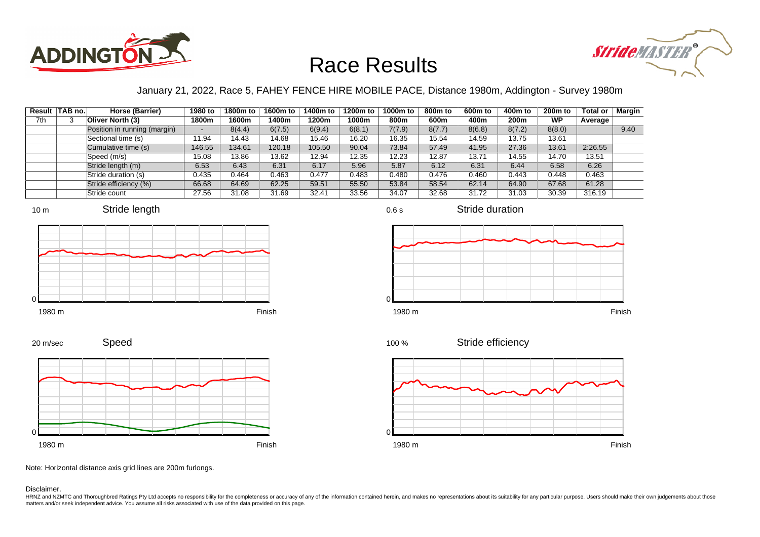# Race Results

January 21, 2022, Race 5, FAHEY FENCE HIRE MOBILE PACE, Distance 1980m, Addington - Survey 1980m

| Result | TAB no. | Horse (Barrier) | 1980 to 1800m | 1800m to 1600m | 1600m to 1400m | 1400m to 1200m | 1200m to 1000m | 1000m to 800m | 800m to 600m | 600m to 400m | 400m to 200m | 200m to WP | Total or Average | Margin |
|---|---|---|---|---|---|---|---|---|---|---|---|---|---|---|
| 7th | 3 | Oliver North (3) | | | | | | | | | | | | |
| | | Position in running (margin) | - | 8(4.4) | 6(7.5) | 6(9.4) | 6(8.1) | 7(7.9) | 8(7.7) | 8(6.8) | 8(7.2) | 8(8.0) | | 9.40 |
| | | Sectional time (s) | 11.94 | 14.43 | 14.68 | 15.46 | 16.20 | 16.35 | 15.54 | 14.59 | 13.75 | 13.61 | | |
| | | Cumulative time (s) | 146.55 | 134.61 | 120.18 | 105.50 | 90.04 | 73.84 | 57.49 | 41.95 | 27.36 | 13.61 | 2:26.55 | |
| | | Speed (m/s) | 15.08 | 13.86 | 13.62 | 12.94 | 12.35 | 12.23 | 12.87 | 13.71 | 14.55 | 14.70 | 13.51 | |
| | | Stride length (m) | 6.53 | 6.43 | 6.31 | 6.17 | 5.96 | 5.87 | 6.12 | 6.31 | 6.44 | 6.58 | 6.26 | |
| | | Stride duration (s) | 0.435 | 0.464 | 0.463 | 0.477 | 0.483 | 0.480 | 0.476 | 0.460 | 0.443 | 0.448 | 0.463 | |
| | | Stride efficiency (%) | 66.68 | 64.69 | 62.25 | 59.51 | 55.50 | 53.84 | 58.54 | 62.14 | 64.90 | 67.68 | 61.28 | |
| | | Stride count | 27.56 | 31.08 | 31.69 | 32.41 | 33.56 | 34.07 | 32.68 | 31.72 | 31.03 | 30.39 | 316.19 | |

Note: Horizontal distance axis grid lines are 200m furlongs.

Disclaimer.

HRNZ and NZMTC and Thoroughbred Ratings Pty Ltd accepts no responsibility for the completeness or accuracy of any of the information contained herein, and makes no representations about its suitability for any particular purpose. Users should make their own judgements about those matters and/or seek independent advice. You assume all risks associated with use of the data provided on this page.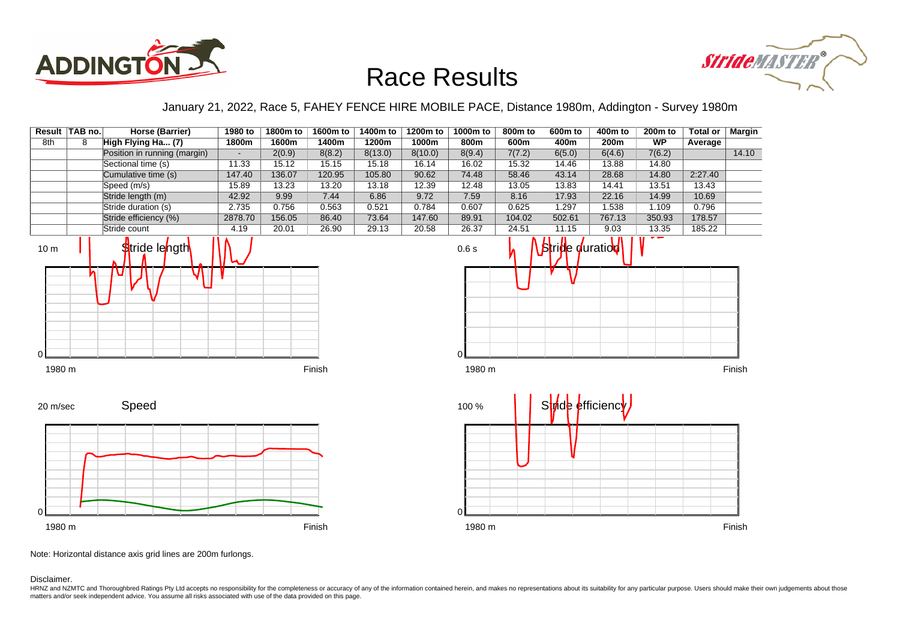# Race Results

January 21, 2022, Race 5, FAHEY FENCE HIRE MOBILE PACE, Distance 1980m, Addington - Survey 1980m

| Result | TAB no. | Horse (Barrier) | 1980 to 1800m | 1800m to 1600m | 1600m to 1400m | 1400m to 1200m | 1200m to 1000m | 1000m to 800m | 800m to 600m | 600m to 400m | 400m to 200m | 200m to WP | Total or Average | Margin |
|---|---|---|---|---|---|---|---|---|---|---|---|---|---|---|
| 8th | 8 | High Flying Ha... (7) | | | | | | | | | | | | |
| | | Position in running (margin) | - | 2(0.9) | 8(8.2) | 8(13.0) | 8(10.0) | 8(9.4) | 7(7.2) | 6(5.0) | 6(4.6) | 7(6.2) | | 14.10 |
| | | Sectional time (s) | 11.33 | 15.12 | 15.15 | 15.18 | 16.14 | 16.02 | 15.32 | 14.46 | 13.88 | 14.80 | | |
| | | Cumulative time (s) | 147.40 | 136.07 | 120.95 | 105.80 | 90.62 | 74.48 | 58.46 | 43.14 | 28.68 | 14.80 | 2:27.40 | |
| | | Speed (m/s) | 15.89 | 13.23 | 13.20 | 13.18 | 12.39 | 12.48 | 13.05 | 13.83 | 14.41 | 13.51 | 13.43 | |
| | | Stride length (m) | 42.92 | 9.99 | 7.44 | 6.86 | 9.72 | 7.59 | 8.16 | 17.93 | 22.16 | 14.99 | 10.69 | |
| | | Stride duration (s) | 2.735 | 0.756 | 0.563 | 0.521 | 0.784 | 0.607 | 0.625 | 1.297 | 1.538 | 1.109 | 0.796 | |
| | | Stride efficiency (%) | 2878.70 | 156.05 | 86.40 | 73.64 | 147.60 | 89.91 | 104.02 | 502.61 | 767.13 | 350.93 | 178.57 | |
| | | Stride count | 4.19 | 20.01 | 26.90 | 29.13 | 20.58 | 26.37 | 24.51 | 11.15 | 9.03 | 13.35 | 185.22 | |

Stride length
10 m
0
1980 m
Finish

Stride duration
0.6 s
0
1980 m
Finish

Speed
20 m/sec
0
1980 m
Finish

Stride efficiency
100 %
0
1980 m
Finish

Note: Horizontal distance axis grid lines are 200m furlongs.

Disclaimer.

HRNZ and NZMTC and Thoroughbred Ratings Pty Ltd accepts no responsibility for the completeness or accuracy of any of the information contained herein, and makes no representations about its suitability for any particular purpose. Users should make their own judgements about those matters and/or seek independent advice. You assume all risks associated with use of the data provided on this page.